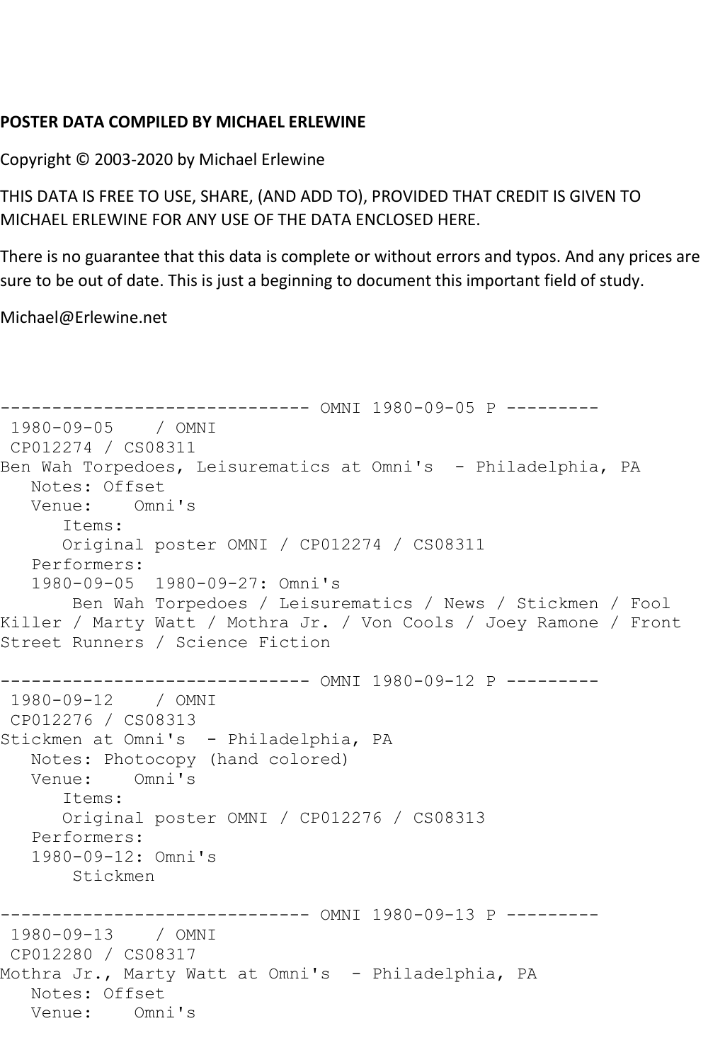**POSTER DATA COMPILED BY MICHAEL ERLEWINE**

Copyright © 2003-2020 by Michael Erlewine

THIS DATA IS FREE TO USE, SHARE, (AND ADD TO), PROVIDED THAT CREDIT IS GIVEN TO MICHAEL ERLEWINE FOR ANY USE OF THE DATA ENCLOSED HERE.

There is no guarantee that this data is complete or without errors and typos. And any prices are sure to be out of date. This is just a beginning to document this important field of study.

Michael@Erlewine.net

```
------------------------------ OMNI 1980-09-05 P ---------
 1980-09-05    / OMNI
 CP012274 / CS08311
Ben Wah Torpedoes, Leisurematics at Omni's  - Philadelphia, PA
   Notes: Offset
   Venue:    Omni's
      Items:
      Original poster OMNI / CP012274 / CS08311
   Performers:
   1980-09-05  1980-09-27: Omni's
       Ben Wah Torpedoes / Leisurematics / News / Stickmen / Fool
Killer / Marty Watt / Mothra Jr. / Von Cools / Joey Ramone / Front
Street Runners / Science Fiction

------------------------------ OMNI 1980-09-12 P ---------
 1980-09-12    / OMNI
 CP012276 / CS08313
Stickmen at Omni's  - Philadelphia, PA
   Notes: Photocopy (hand colored)
   Venue:    Omni's
      Items:
      Original poster OMNI / CP012276 / CS08313
   Performers:
   1980-09-12: Omni's
       Stickmen

------------------------------ OMNI 1980-09-13 P ---------
 1980-09-13    / OMNI
 CP012280 / CS08317
Mothra Jr., Marty Watt at Omni's  - Philadelphia, PA
   Notes: Offset
   Venue:    Omni's
```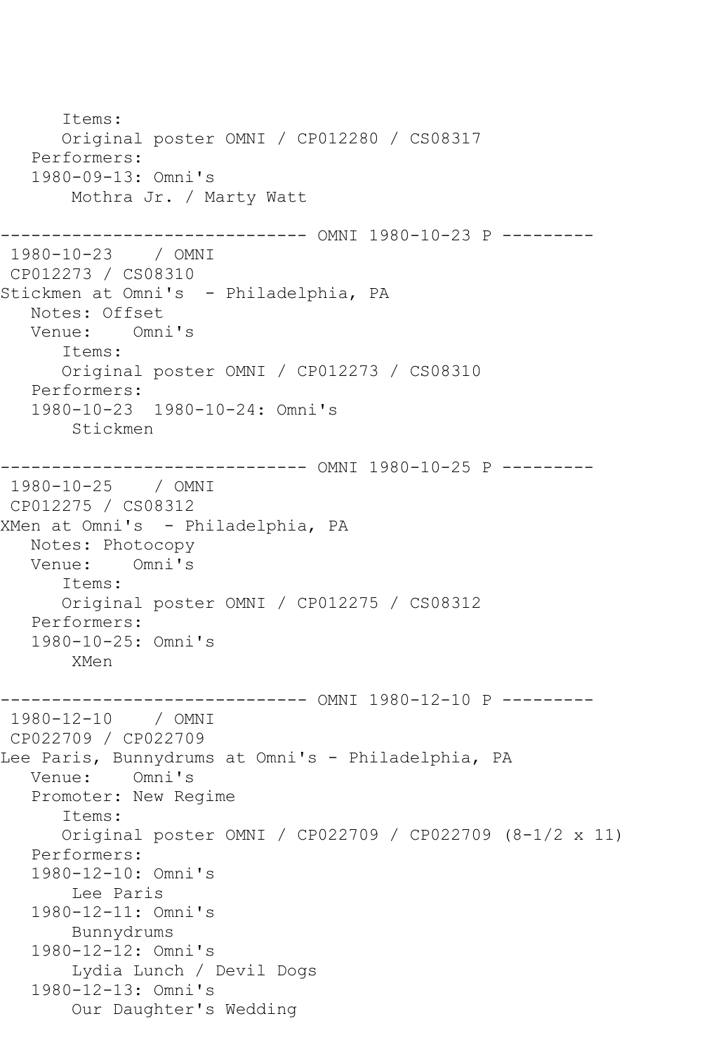```
      Items:
      Original poster OMNI / CP012280 / CS08317
   Performers:
   1980-09-13: Omni's
       Mothra Jr. / Marty Watt

------------------------------ OMNI 1980-10-23 P ---------
 1980-10-23    / OMNI
 CP012273 / CS08310
Stickmen at Omni's  - Philadelphia, PA
   Notes: Offset
   Venue:    Omni's
      Items:
      Original poster OMNI / CP012273 / CS08310
   Performers:
   1980-10-23  1980-10-24: Omni's
       Stickmen

------------------------------ OMNI 1980-10-25 P ---------
 1980-10-25    / OMNI
 CP012275 / CS08312
XMen at Omni's  - Philadelphia, PA
   Notes: Photocopy
   Venue:    Omni's
      Items:
      Original poster OMNI / CP012275 / CS08312
   Performers:
   1980-10-25: Omni's
       XMen

------------------------------ OMNI 1980-12-10 P ---------
 1980-12-10    / OMNI
 CP022709 / CP022709
Lee Paris, Bunnydrums at Omni's - Philadelphia, PA
   Venue:    Omni's
   Promoter: New Regime
      Items:
      Original poster OMNI / CP022709 / CP022709 (8-1/2 x 11)
   Performers:
   1980-12-10: Omni's
       Lee Paris
   1980-12-11: Omni's
       Bunnydrums
   1980-12-12: Omni's
       Lydia Lunch / Devil Dogs
   1980-12-13: Omni's
       Our Daughter's Wedding
```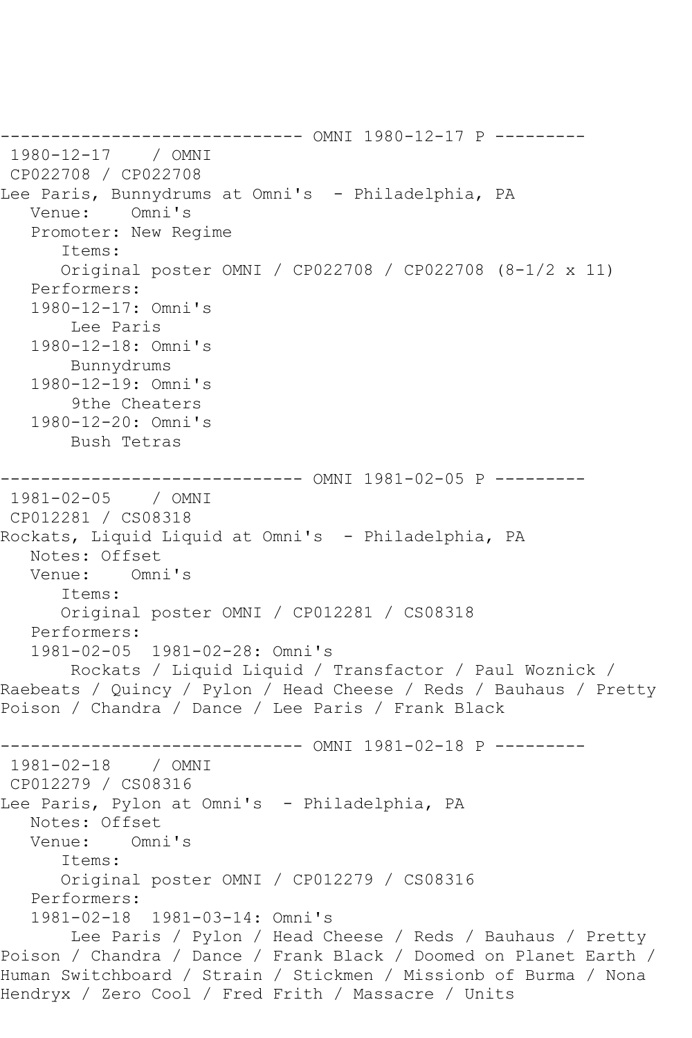------------------------------ OMNI 1980-12-17 P ---------

1980-12-17 / OMNI

CP022708 / CP022708

Lee Paris, Bunnydrums at Omni's - Philadelphia, PA

Venue: Omni's

Promoter: New Regime

Items:

Original poster OMNI / CP022708 / CP022708 (8-1/2 x 11)

Performers:

1980-12-17: Omni's

Lee Paris

1980-12-18: Omni's

Bunnydrums

1980-12-19: Omni's

9the Cheaters

1980-12-20: Omni's

Bush Tetras

------------------------------ OMNI 1981-02-05 P ---------

1981-02-05 / OMNI

CP012281 / CS08318

Rockats, Liquid Liquid at Omni's - Philadelphia, PA

Notes: Offset

Venue: Omni's

Items:

Original poster OMNI / CP012281 / CS08318

Performers:

1981-02-05 1981-02-28: Omni's

Rockats / Liquid Liquid / Transfactor / Paul Woznick / Raebeats / Quincy / Pylon / Head Cheese / Reds / Bauhaus / Pretty Poison / Chandra / Dance / Lee Paris / Frank Black

------------------------------ OMNI 1981-02-18 P ---------

1981-02-18 / OMNI

CP012279 / CS08316

Lee Paris, Pylon at Omni's - Philadelphia, PA

Notes: Offset

Venue: Omni's

Items:

Original poster OMNI / CP012279 / CS08316

Performers:

1981-02-18 1981-03-14: Omni's

Lee Paris / Pylon / Head Cheese / Reds / Bauhaus / Pretty Poison / Chandra / Dance / Frank Black / Doomed on Planet Earth / Human Switchboard / Strain / Stickmen / Missionb of Burma / Nona Hendryx / Zero Cool / Fred Frith / Massacre / Units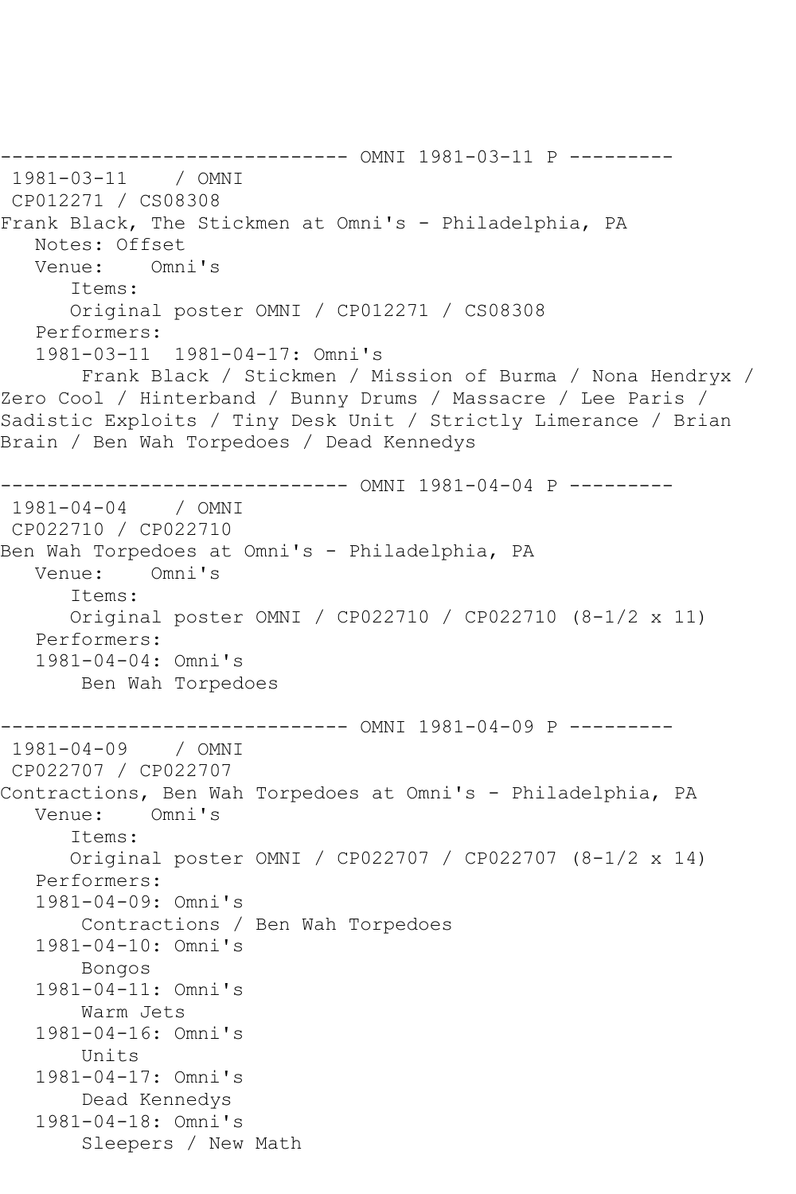------------------------------ OMNI 1981-03-11 P ---------

1981-03-11 / OMNI
CP012271 / CS08308
Frank Black, The Stickmen at Omni's - Philadelphia, PA
Notes: Offset
Venue: Omni's
Items:
Original poster OMNI / CP012271 / CS08308
Performers:
1981-03-11 1981-04-17: Omni's
Frank Black / Stickmen / Mission of Burma / Nona Hendryx / Zero Cool / Hinterband / Bunny Drums / Massacre / Lee Paris / Sadistic Exploits / Tiny Desk Unit / Strictly Limerance / Brian Brain / Ben Wah Torpedoes / Dead Kennedys

------------------------------ OMNI 1981-04-04 P ---------

1981-04-04 / OMNI
CP022710 / CP022710
Ben Wah Torpedoes at Omni's - Philadelphia, PA
Venue: Omni's
Items:
Original poster OMNI / CP022710 / CP022710 (8-1/2 x 11)
Performers:
1981-04-04: Omni's
Ben Wah Torpedoes

------------------------------ OMNI 1981-04-09 P ---------

1981-04-09 / OMNI
CP022707 / CP022707
Contractions, Ben Wah Torpedoes at Omni's - Philadelphia, PA
Venue: Omni's
Items:
Original poster OMNI / CP022707 / CP022707 (8-1/2 x 14)
Performers:
1981-04-09: Omni's
Contractions / Ben Wah Torpedoes
1981-04-10: Omni's
Bongos
1981-04-11: Omni's
Warm Jets
1981-04-16: Omni's
Units
1981-04-17: Omni's
Dead Kennedys
1981-04-18: Omni's
Sleepers / New Math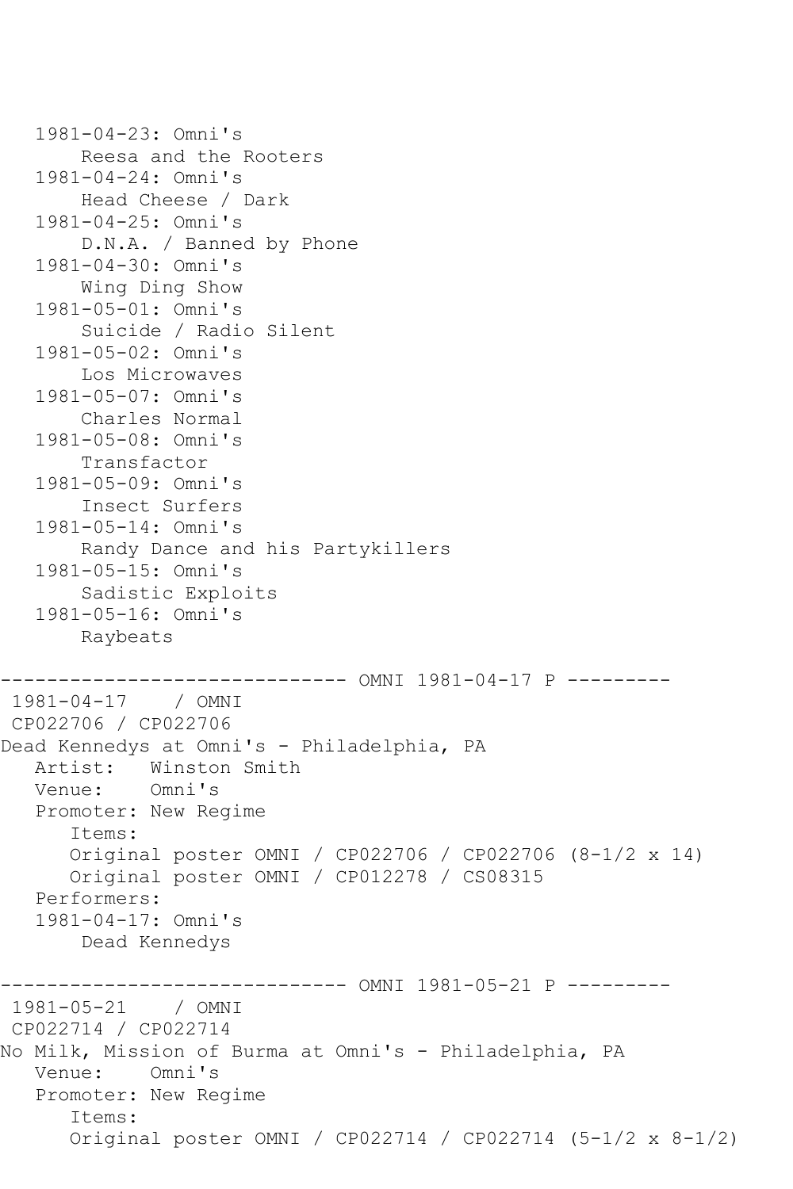```
   1981-04-23: Omni's
       Reesa and the Rooters
   1981-04-24: Omni's
       Head Cheese / Dark
   1981-04-25: Omni's
       D.N.A. / Banned by Phone
   1981-04-30: Omni's
       Wing Ding Show
   1981-05-01: Omni's
       Suicide / Radio Silent
   1981-05-02: Omni's
       Los Microwaves
   1981-05-07: Omni's
       Charles Normal
   1981-05-08: Omni's
       Transfactor
   1981-05-09: Omni's
       Insect Surfers
   1981-05-14: Omni's
       Randy Dance and his Partykillers
   1981-05-15: Omni's
       Sadistic Exploits
   1981-05-16: Omni's
       Raybeats

------------------------------ OMNI 1981-04-17 P ---------
 1981-04-17    / OMNI
 CP022706 / CP022706
Dead Kennedys at Omni's - Philadelphia, PA
   Artist:   Winston Smith
   Venue:    Omni's
   Promoter: New Regime
      Items:
      Original poster OMNI / CP022706 / CP022706 (8-1/2 x 14)
      Original poster OMNI / CP012278 / CS08315
   Performers:
   1981-04-17: Omni's
       Dead Kennedys

------------------------------ OMNI 1981-05-21 P ---------
 1981-05-21    / OMNI
 CP022714 / CP022714
No Milk, Mission of Burma at Omni's - Philadelphia, PA
   Venue:    Omni's
   Promoter: New Regime
      Items:
      Original poster OMNI / CP022714 / CP022714 (5-1/2 x 8-1/2)
```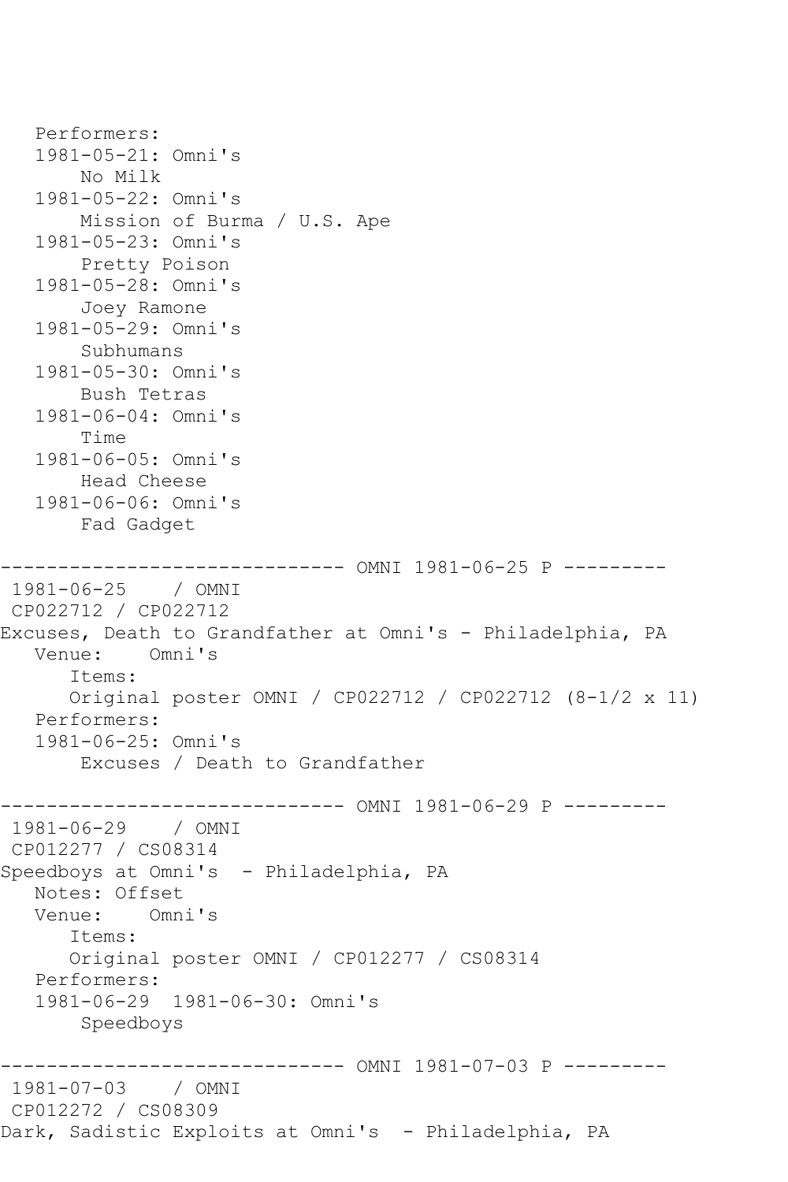```
   Performers:
   1981-05-21: Omni's
       No Milk
   1981-05-22: Omni's
       Mission of Burma / U.S. Ape
   1981-05-23: Omni's
       Pretty Poison
   1981-05-28: Omni's
       Joey Ramone
   1981-05-29: Omni's
       Subhumans
   1981-05-30: Omni's
       Bush Tetras
   1981-06-04: Omni's
       Time
   1981-06-05: Omni's
       Head Cheese
   1981-06-06: Omni's
       Fad Gadget

------------------------------ OMNI 1981-06-25 P ---------
 1981-06-25    / OMNI
 CP022712 / CP022712
Excuses, Death to Grandfather at Omni's - Philadelphia, PA
   Venue:    Omni's
      Items:
      Original poster OMNI / CP022712 / CP022712 (8-1/2 x 11)
   Performers:
   1981-06-25: Omni's
       Excuses / Death to Grandfather

------------------------------ OMNI 1981-06-29 P ---------
 1981-06-29    / OMNI
 CP012277 / CS08314
Speedboys at Omni's  - Philadelphia, PA
   Notes: Offset
   Venue:    Omni's
      Items:
      Original poster OMNI / CP012277 / CS08314
   Performers:
   1981-06-29  1981-06-30: Omni's
       Speedboys

------------------------------ OMNI 1981-07-03 P ---------
 1981-07-03    / OMNI
 CP012272 / CS08309
Dark, Sadistic Exploits at Omni's  - Philadelphia, PA
```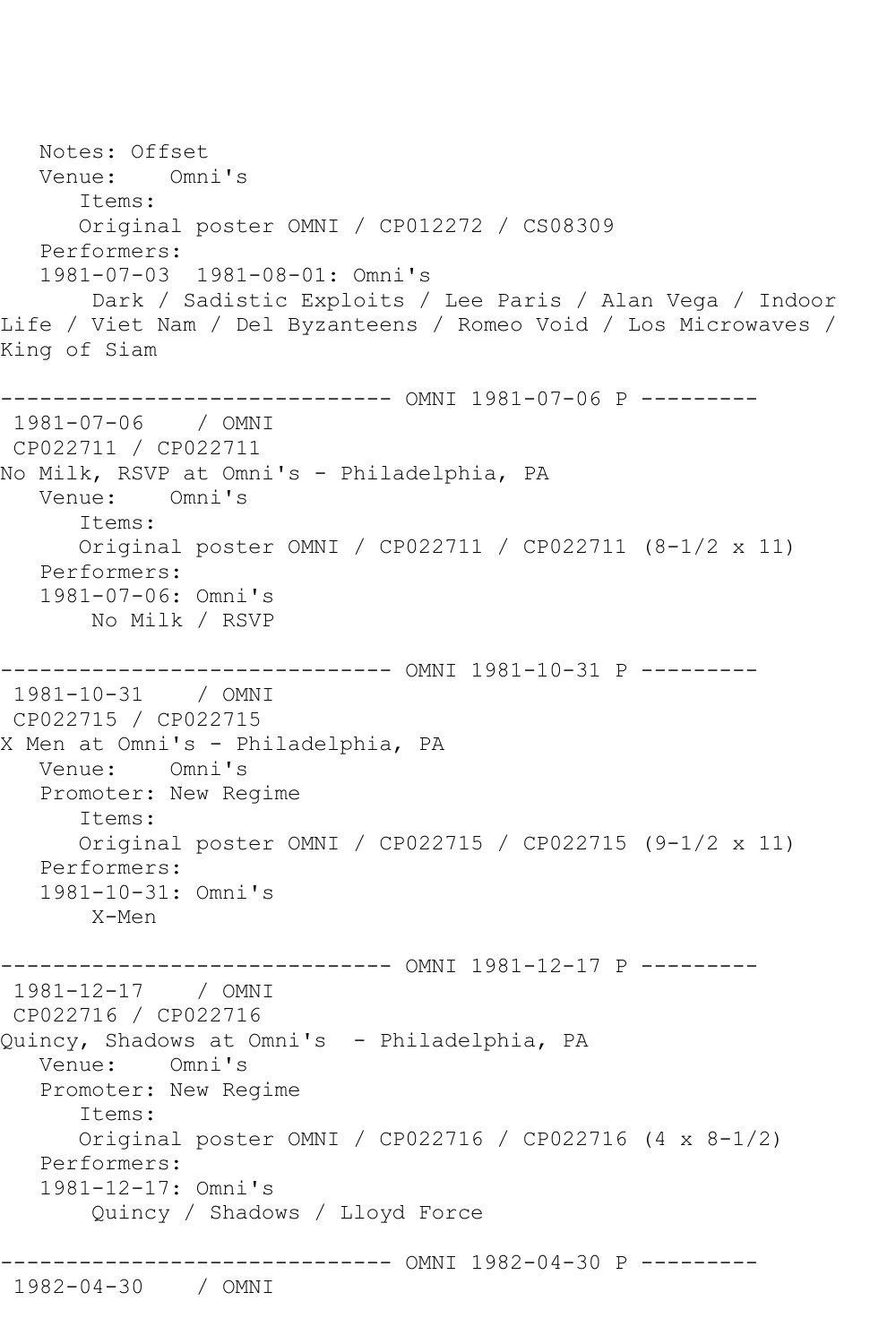Notes: Offset
   Venue:    Omni's
      Items:
      Original poster OMNI / CP012272 / CS08309
   Performers:
   1981-07-03  1981-08-01: Omni's
       Dark / Sadistic Exploits / Lee Paris / Alan Vega / Indoor Life / Viet Nam / Del Byzanteens / Romeo Void / Los Microwaves / King of Siam

------------------------------ OMNI 1981-07-06 P ---------

1981-07-06    / OMNI
CP022711 / CP022711
No Milk, RSVP at Omni's - Philadelphia, PA
   Venue:    Omni's
      Items:
      Original poster OMNI / CP022711 / CP022711 (8-1/2 x 11)
   Performers:
   1981-07-06: Omni's
       No Milk / RSVP

------------------------------ OMNI 1981-10-31 P ---------

1981-10-31    / OMNI
CP022715 / CP022715
X Men at Omni's - Philadelphia, PA
   Venue:    Omni's
   Promoter: New Regime
      Items:
      Original poster OMNI / CP022715 / CP022715 (9-1/2 x 11)
   Performers:
   1981-10-31: Omni's
       X-Men

------------------------------ OMNI 1981-12-17 P ---------

1981-12-17    / OMNI
CP022716 / CP022716
Quincy, Shadows at Omni's  - Philadelphia, PA
   Venue:    Omni's
   Promoter: New Regime
      Items:
      Original poster OMNI / CP022716 / CP022716 (4 x 8-1/2)
   Performers:
   1981-12-17: Omni's
       Quincy / Shadows / Lloyd Force

------------------------------ OMNI 1982-04-30 P ---------

1982-04-30    / OMNI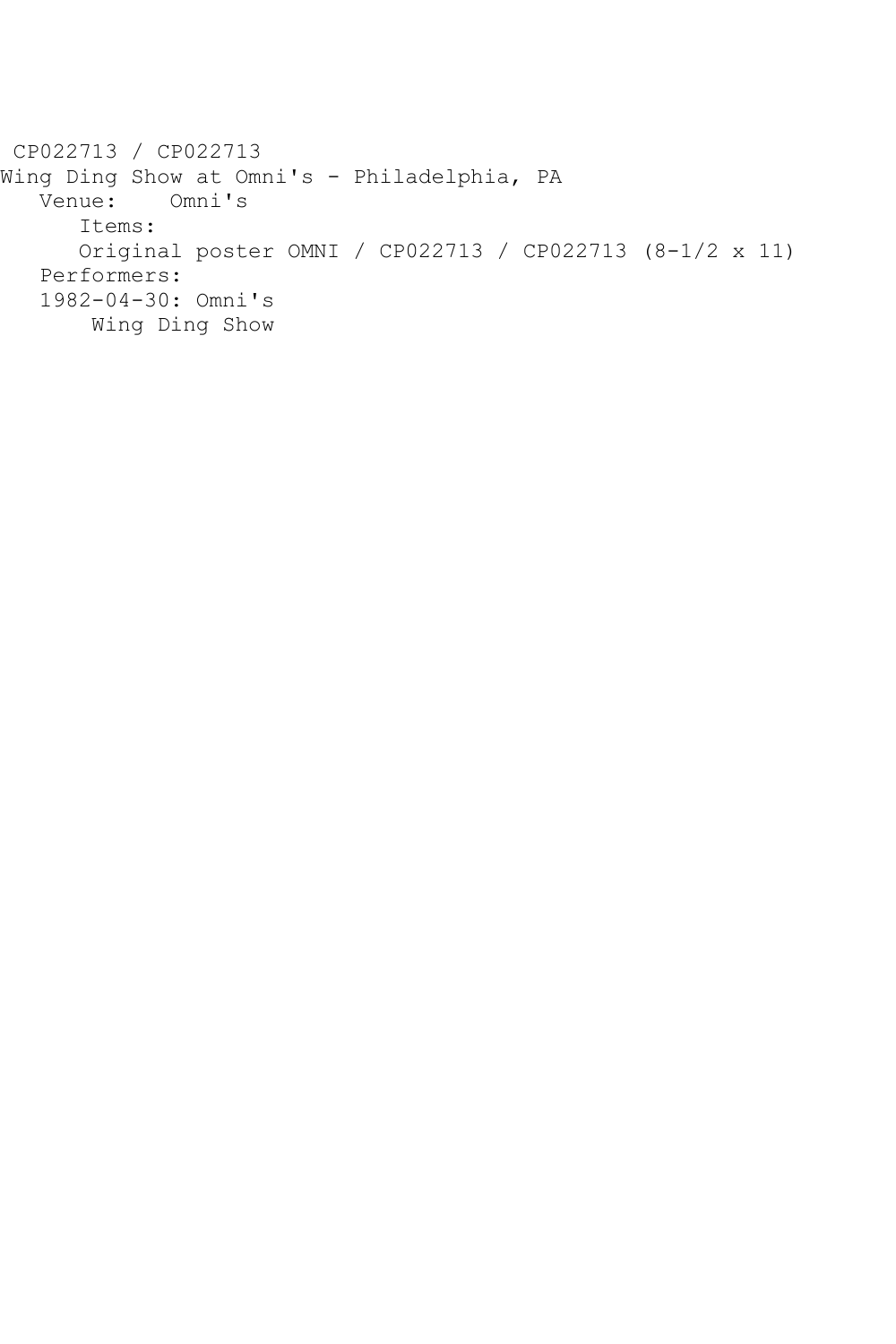CP022713 / CP022713

Wing Ding Show at Omni's - Philadelphia, PA

Venue: Omni's

Items:

Original poster OMNI / CP022713 / CP022713 (8-1/2 x 11)

Performers:

1982-04-30: Omni's

Wing Ding Show